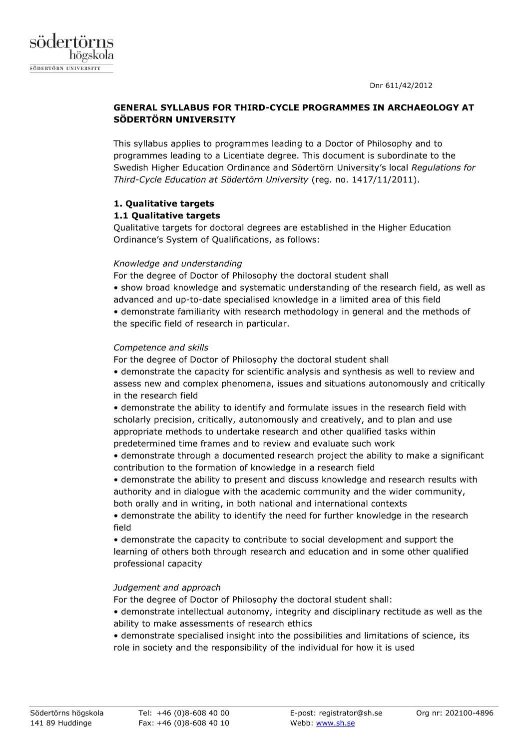Dnr 611/42/2012

# GENERAL SYLLABUS FOR THIRD-CYCLE PROGRAMMES IN ARCHAEOLOGY AT SÖDERTÖRN UNIVERSITY

This syllabus applies to programmes leading to a Doctor of Philosophy and to programmes leading to a Licentiate degree. This document is subordinate to the Swedish Higher Education Ordinance and Södertörn University's local *Regulations for Third-Cycle Education at Södertörn University* (reg. no. 1417/11/2011).

## 1. Qualitative targets

### 1.1 Qualitative targets

Qualitative targets for doctoral degrees are established in the Higher Education Ordinance's System of Qualifications, as follows:

*Knowledge and understanding*

For the degree of Doctor of Philosophy the doctoral student shall

- show broad knowledge and systematic understanding of the research field, as well as advanced and up-to-date specialised knowledge in a limited area of this field
- demonstrate familiarity with research methodology in general and the methods of the specific field of research in particular.

*Competence and skills*

For the degree of Doctor of Philosophy the doctoral student shall

- demonstrate the capacity for scientific analysis and synthesis as well to review and assess new and complex phenomena, issues and situations autonomously and critically in the research field
- demonstrate the ability to identify and formulate issues in the research field with scholarly precision, critically, autonomously and creatively, and to plan and use appropriate methods to undertake research and other qualified tasks within predetermined time frames and to review and evaluate such work
- demonstrate through a documented research project the ability to make a significant contribution to the formation of knowledge in a research field
- demonstrate the ability to present and discuss knowledge and research results with authority and in dialogue with the academic community and the wider community, both orally and in writing, in both national and international contexts
- demonstrate the ability to identify the need for further knowledge in the research field
- demonstrate the capacity to contribute to social development and support the learning of others both through research and education and in some other qualified professional capacity

*Judgement and approach*

For the degree of Doctor of Philosophy the doctoral student shall:

- demonstrate intellectual autonomy, integrity and disciplinary rectitude as well as the ability to make assessments of research ethics
- demonstrate specialised insight into the possibilities and limitations of science, its role in society and the responsibility of the individual for how it is used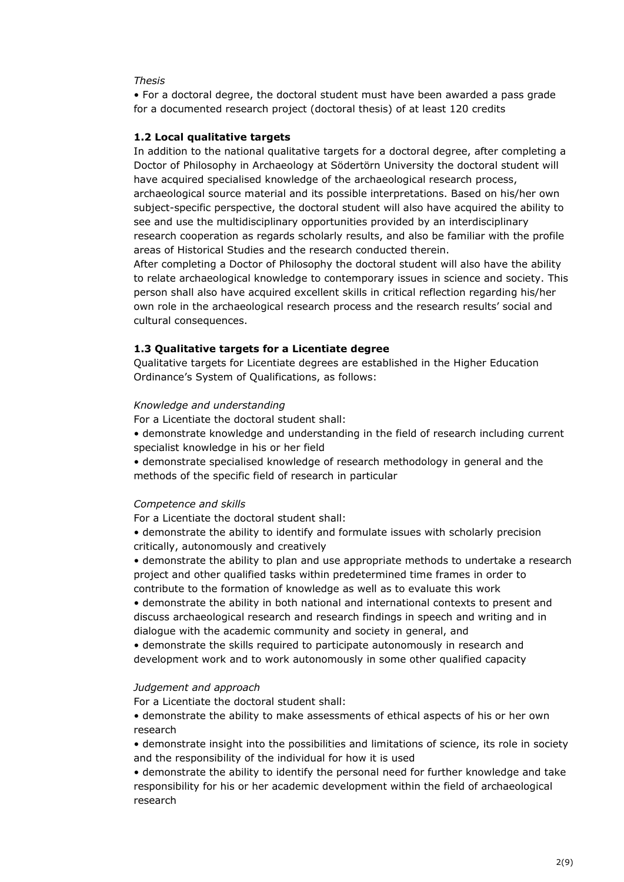*Thesis*

- For a doctoral degree, the doctoral student must have been awarded a pass grade for a documented research project (doctoral thesis) of at least 120 credits

### 1.2 Local qualitative targets

In addition to the national qualitative targets for a doctoral degree, after completing a Doctor of Philosophy in Archaeology at Södertörn University the doctoral student will have acquired specialised knowledge of the archaeological research process, archaeological source material and its possible interpretations. Based on his/her own subject-specific perspective, the doctoral student will also have acquired the ability to see and use the multidisciplinary opportunities provided by an interdisciplinary research cooperation as regards scholarly results, and also be familiar with the profile areas of Historical Studies and the research conducted therein.

After completing a Doctor of Philosophy the doctoral student will also have the ability to relate archaeological knowledge to contemporary issues in science and society. This person shall also have acquired excellent skills in critical reflection regarding his/her own role in the archaeological research process and the research results' social and cultural consequences.

### 1.3 Qualitative targets for a Licentiate degree

Qualitative targets for Licentiate degrees are established in the Higher Education Ordinance's System of Qualifications, as follows:

*Knowledge and understanding*

For a Licentiate the doctoral student shall:

- demonstrate knowledge and understanding in the field of research including current specialist knowledge in his or her field
- demonstrate specialised knowledge of research methodology in general and the methods of the specific field of research in particular

*Competence and skills*

For a Licentiate the doctoral student shall:

- demonstrate the ability to identify and formulate issues with scholarly precision critically, autonomously and creatively
- demonstrate the ability to plan and use appropriate methods to undertake a research project and other qualified tasks within predetermined time frames in order to contribute to the formation of knowledge as well as to evaluate this work
- demonstrate the ability in both national and international contexts to present and discuss archaeological research and research findings in speech and writing and in dialogue with the academic community and society in general, and
- demonstrate the skills required to participate autonomously in research and development work and to work autonomously in some other qualified capacity

*Judgement and approach*

For a Licentiate the doctoral student shall:

- demonstrate the ability to make assessments of ethical aspects of his or her own research
- demonstrate insight into the possibilities and limitations of science, its role in society and the responsibility of the individual for how it is used
- demonstrate the ability to identify the personal need for further knowledge and take responsibility for his or her academic development within the field of archaeological research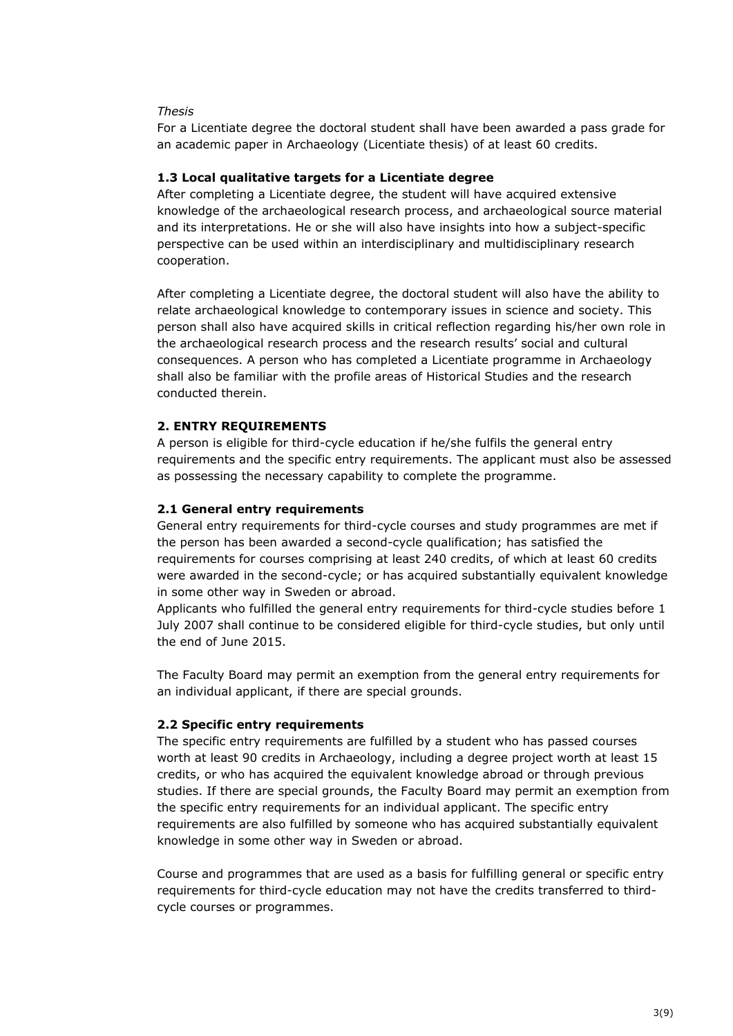*Thesis*

For a Licentiate degree the doctoral student shall have been awarded a pass grade for an academic paper in Archaeology (Licentiate thesis) of at least 60 credits.

### 1.3 Local qualitative targets for a Licentiate degree

After completing a Licentiate degree, the student will have acquired extensive knowledge of the archaeological research process, and archaeological source material and its interpretations. He or she will also have insights into how a subject-specific perspective can be used within an interdisciplinary and multidisciplinary research cooperation.

After completing a Licentiate degree, the doctoral student will also have the ability to relate archaeological knowledge to contemporary issues in science and society. This person shall also have acquired skills in critical reflection regarding his/her own role in the archaeological research process and the research results' social and cultural consequences. A person who has completed a Licentiate programme in Archaeology shall also be familiar with the profile areas of Historical Studies and the research conducted therein.

## 2. ENTRY REQUIREMENTS

A person is eligible for third-cycle education if he/she fulfils the general entry requirements and the specific entry requirements. The applicant must also be assessed as possessing the necessary capability to complete the programme.

### 2.1 General entry requirements

General entry requirements for third-cycle courses and study programmes are met if the person has been awarded a second-cycle qualification; has satisfied the requirements for courses comprising at least 240 credits, of which at least 60 credits were awarded in the second-cycle; or has acquired substantially equivalent knowledge in some other way in Sweden or abroad.

Applicants who fulfilled the general entry requirements for third-cycle studies before 1 July 2007 shall continue to be considered eligible for third-cycle studies, but only until the end of June 2015.

The Faculty Board may permit an exemption from the general entry requirements for an individual applicant, if there are special grounds.

### 2.2 Specific entry requirements

The specific entry requirements are fulfilled by a student who has passed courses worth at least 90 credits in Archaeology, including a degree project worth at least 15 credits, or who has acquired the equivalent knowledge abroad or through previous studies. If there are special grounds, the Faculty Board may permit an exemption from the specific entry requirements for an individual applicant. The specific entry requirements are also fulfilled by someone who has acquired substantially equivalent knowledge in some other way in Sweden or abroad.

Course and programmes that are used as a basis for fulfilling general or specific entry requirements for third-cycle education may not have the credits transferred to third-cycle courses or programmes.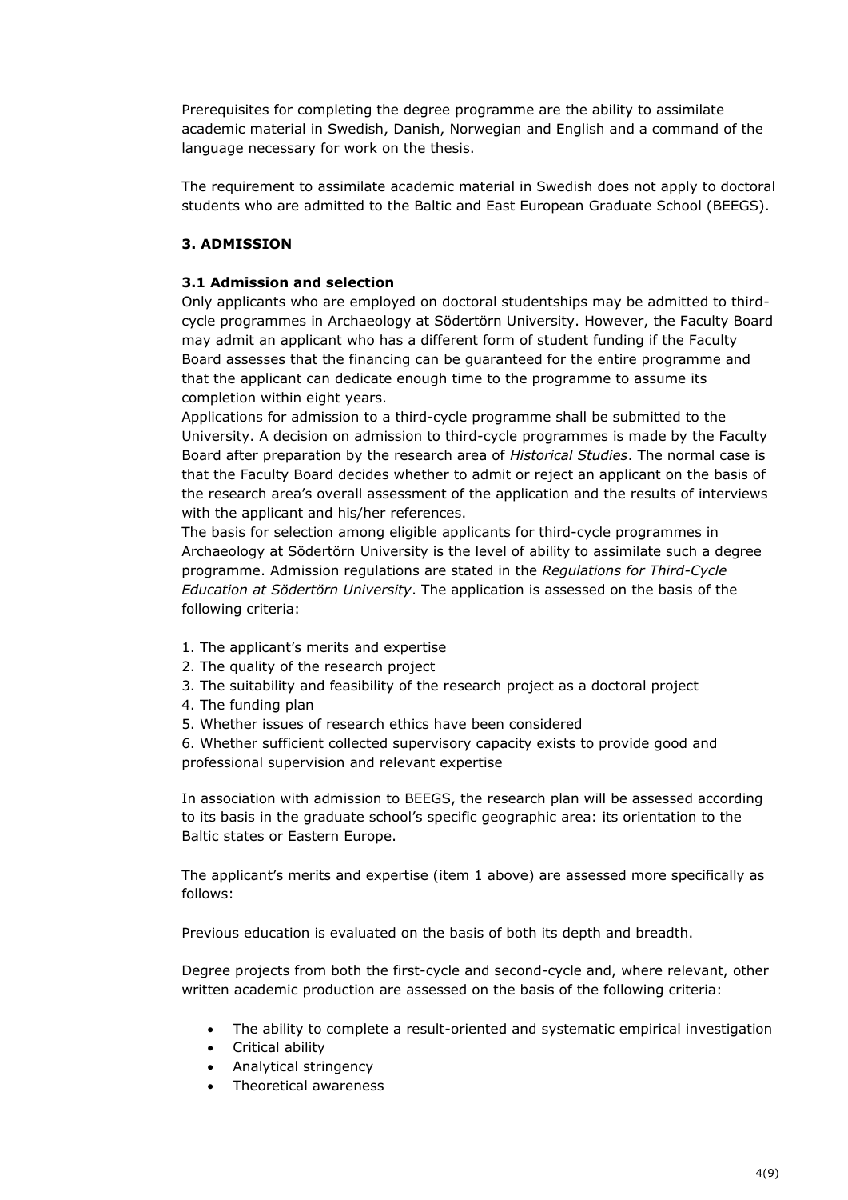Prerequisites for completing the degree programme are the ability to assimilate academic material in Swedish, Danish, Norwegian and English and a command of the language necessary for work on the thesis.

The requirement to assimilate academic material in Swedish does not apply to doctoral students who are admitted to the Baltic and East European Graduate School (BEEGS).

## 3. ADMISSION

### 3.1 Admission and selection

Only applicants who are employed on doctoral studentships may be admitted to third-cycle programmes in Archaeology at Södertörn University. However, the Faculty Board may admit an applicant who has a different form of student funding if the Faculty Board assesses that the financing can be guaranteed for the entire programme and that the applicant can dedicate enough time to the programme to assume its completion within eight years.

Applications for admission to a third-cycle programme shall be submitted to the University. A decision on admission to third-cycle programmes is made by the Faculty Board after preparation by the research area of *Historical Studies*. The normal case is that the Faculty Board decides whether to admit or reject an applicant on the basis of the research area's overall assessment of the application and the results of interviews with the applicant and his/her references.

The basis for selection among eligible applicants for third-cycle programmes in Archaeology at Södertörn University is the level of ability to assimilate such a degree programme. Admission regulations are stated in the *Regulations for Third-Cycle Education at Södertörn University*. The application is assessed on the basis of the following criteria:

1. The applicant's merits and expertise
2. The quality of the research project
3. The suitability and feasibility of the research project as a doctoral project
4. The funding plan
5. Whether issues of research ethics have been considered
6. Whether sufficient collected supervisory capacity exists to provide good and professional supervision and relevant expertise

In association with admission to BEEGS, the research plan will be assessed according to its basis in the graduate school's specific geographic area: its orientation to the Baltic states or Eastern Europe.

The applicant's merits and expertise (item 1 above) are assessed more specifically as follows:

Previous education is evaluated on the basis of both its depth and breadth.

Degree projects from both the first-cycle and second-cycle and, where relevant, other written academic production are assessed on the basis of the following criteria:

- The ability to complete a result-oriented and systematic empirical investigation
- Critical ability
- Analytical stringency
- Theoretical awareness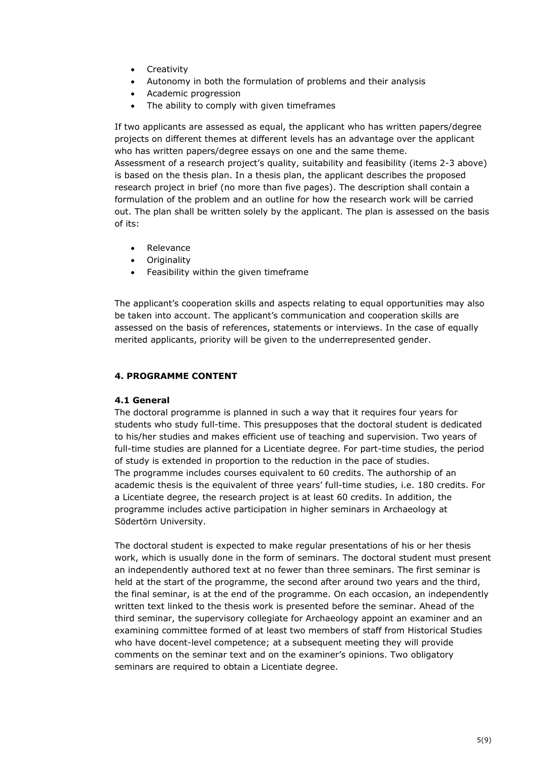- Creativity
- Autonomy in both the formulation of problems and their analysis
- Academic progression
- The ability to comply with given timeframes

If two applicants are assessed as equal, the applicant who has written papers/degree projects on different themes at different levels has an advantage over the applicant who has written papers/degree essays on one and the same theme.
Assessment of a research project's quality, suitability and feasibility (items 2-3 above) is based on the thesis plan. In a thesis plan, the applicant describes the proposed research project in brief (no more than five pages). The description shall contain a formulation of the problem and an outline for how the research work will be carried out. The plan shall be written solely by the applicant. The plan is assessed on the basis of its:

- Relevance
- Originality
- Feasibility within the given timeframe

The applicant's cooperation skills and aspects relating to equal opportunities may also be taken into account. The applicant's communication and cooperation skills are assessed on the basis of references, statements or interviews. In the case of equally merited applicants, priority will be given to the underrepresented gender.

## 4. PROGRAMME CONTENT

### 4.1 General

The doctoral programme is planned in such a way that it requires four years for students who study full-time. This presupposes that the doctoral student is dedicated to his/her studies and makes efficient use of teaching and supervision. Two years of full-time studies are planned for a Licentiate degree. For part-time studies, the period of study is extended in proportion to the reduction in the pace of studies.
The programme includes courses equivalent to 60 credits. The authorship of an academic thesis is the equivalent of three years' full-time studies, i.e. 180 credits. For a Licentiate degree, the research project is at least 60 credits. In addition, the programme includes active participation in higher seminars in Archaeology at Södertörn University.

The doctoral student is expected to make regular presentations of his or her thesis work, which is usually done in the form of seminars. The doctoral student must present an independently authored text at no fewer than three seminars. The first seminar is held at the start of the programme, the second after around two years and the third, the final seminar, is at the end of the programme. On each occasion, an independently written text linked to the thesis work is presented before the seminar. Ahead of the third seminar, the supervisory collegiate for Archaeology appoint an examiner and an examining committee formed of at least two members of staff from Historical Studies who have docent-level competence; at a subsequent meeting they will provide comments on the seminar text and on the examiner's opinions. Two obligatory seminars are required to obtain a Licentiate degree.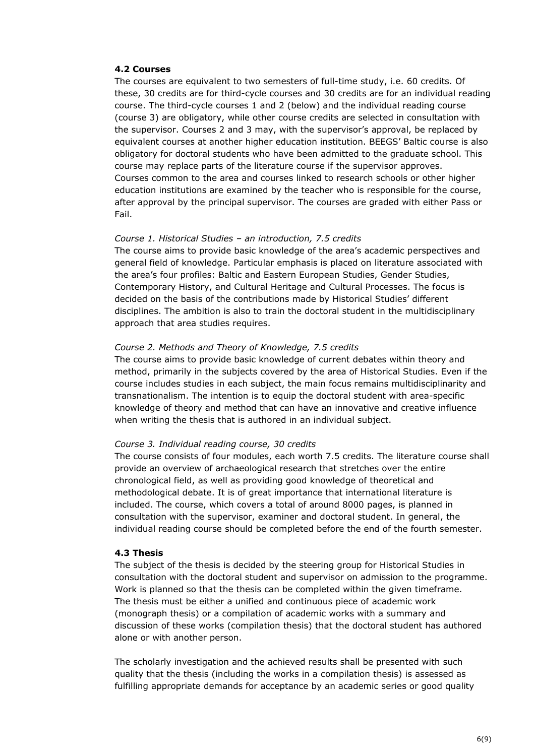### 4.2 Courses

The courses are equivalent to two semesters of full-time study, i.e. 60 credits. Of these, 30 credits are for third-cycle courses and 30 credits are for an individual reading course. The third-cycle courses 1 and 2 (below) and the individual reading course (course 3) are obligatory, while other course credits are selected in consultation with the supervisor. Courses 2 and 3 may, with the supervisor's approval, be replaced by equivalent courses at another higher education institution. BEEGS' Baltic course is also obligatory for doctoral students who have been admitted to the graduate school. This course may replace parts of the literature course if the supervisor approves.
Courses common to the area and courses linked to research schools or other higher education institutions are examined by the teacher who is responsible for the course, after approval by the principal supervisor. The courses are graded with either Pass or Fail.

*Course 1. Historical Studies – an introduction, 7.5 credits*

The course aims to provide basic knowledge of the area's academic perspectives and general field of knowledge. Particular emphasis is placed on literature associated with the area's four profiles: Baltic and Eastern European Studies, Gender Studies, Contemporary History, and Cultural Heritage and Cultural Processes. The focus is decided on the basis of the contributions made by Historical Studies' different disciplines. The ambition is also to train the doctoral student in the multidisciplinary approach that area studies requires.

*Course 2. Methods and Theory of Knowledge, 7.5 credits*

The course aims to provide basic knowledge of current debates within theory and method, primarily in the subjects covered by the area of Historical Studies. Even if the course includes studies in each subject, the main focus remains multidisciplinarity and transnationalism. The intention is to equip the doctoral student with area-specific knowledge of theory and method that can have an innovative and creative influence when writing the thesis that is authored in an individual subject.

*Course 3. Individual reading course, 30 credits*

The course consists of four modules, each worth 7.5 credits. The literature course shall provide an overview of archaeological research that stretches over the entire chronological field, as well as providing good knowledge of theoretical and methodological debate. It is of great importance that international literature is included. The course, which covers a total of around 8000 pages, is planned in consultation with the supervisor, examiner and doctoral student. In general, the individual reading course should be completed before the end of the fourth semester.

### 4.3 Thesis

The subject of the thesis is decided by the steering group for Historical Studies in consultation with the doctoral student and supervisor on admission to the programme. Work is planned so that the thesis can be completed within the given timeframe.
The thesis must be either a unified and continuous piece of academic work (monograph thesis) or a compilation of academic works with a summary and discussion of these works (compilation thesis) that the doctoral student has authored alone or with another person.

The scholarly investigation and the achieved results shall be presented with such quality that the thesis (including the works in a compilation thesis) is assessed as fulfilling appropriate demands for acceptance by an academic series or good quality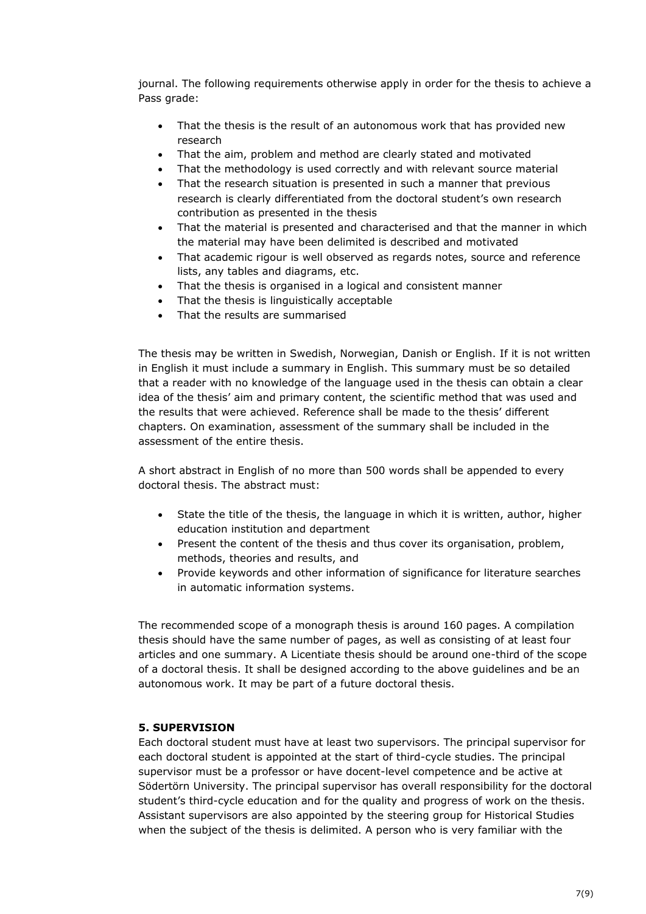journal. The following requirements otherwise apply in order for the thesis to achieve a Pass grade:

- That the thesis is the result of an autonomous work that has provided new research
- That the aim, problem and method are clearly stated and motivated
- That the methodology is used correctly and with relevant source material
- That the research situation is presented in such a manner that previous research is clearly differentiated from the doctoral student's own research contribution as presented in the thesis
- That the material is presented and characterised and that the manner in which the material may have been delimited is described and motivated
- That academic rigour is well observed as regards notes, source and reference lists, any tables and diagrams, etc.
- That the thesis is organised in a logical and consistent manner
- That the thesis is linguistically acceptable
- That the results are summarised

The thesis may be written in Swedish, Norwegian, Danish or English. If it is not written in English it must include a summary in English. This summary must be so detailed that a reader with no knowledge of the language used in the thesis can obtain a clear idea of the thesis' aim and primary content, the scientific method that was used and the results that were achieved. Reference shall be made to the thesis' different chapters. On examination, assessment of the summary shall be included in the assessment of the entire thesis.

A short abstract in English of no more than 500 words shall be appended to every doctoral thesis. The abstract must:

- State the title of the thesis, the language in which it is written, author, higher education institution and department
- Present the content of the thesis and thus cover its organisation, problem, methods, theories and results, and
- Provide keywords and other information of significance for literature searches in automatic information systems.

The recommended scope of a monograph thesis is around 160 pages. A compilation thesis should have the same number of pages, as well as consisting of at least four articles and one summary. A Licentiate thesis should be around one-third of the scope of a doctoral thesis. It shall be designed according to the above guidelines and be an autonomous work. It may be part of a future doctoral thesis.

## 5. SUPERVISION

Each doctoral student must have at least two supervisors. The principal supervisor for each doctoral student is appointed at the start of third-cycle studies. The principal supervisor must be a professor or have docent-level competence and be active at Södertörn University. The principal supervisor has overall responsibility for the doctoral student's third-cycle education and for the quality and progress of work on the thesis. Assistant supervisors are also appointed by the steering group for Historical Studies when the subject of the thesis is delimited. A person who is very familiar with the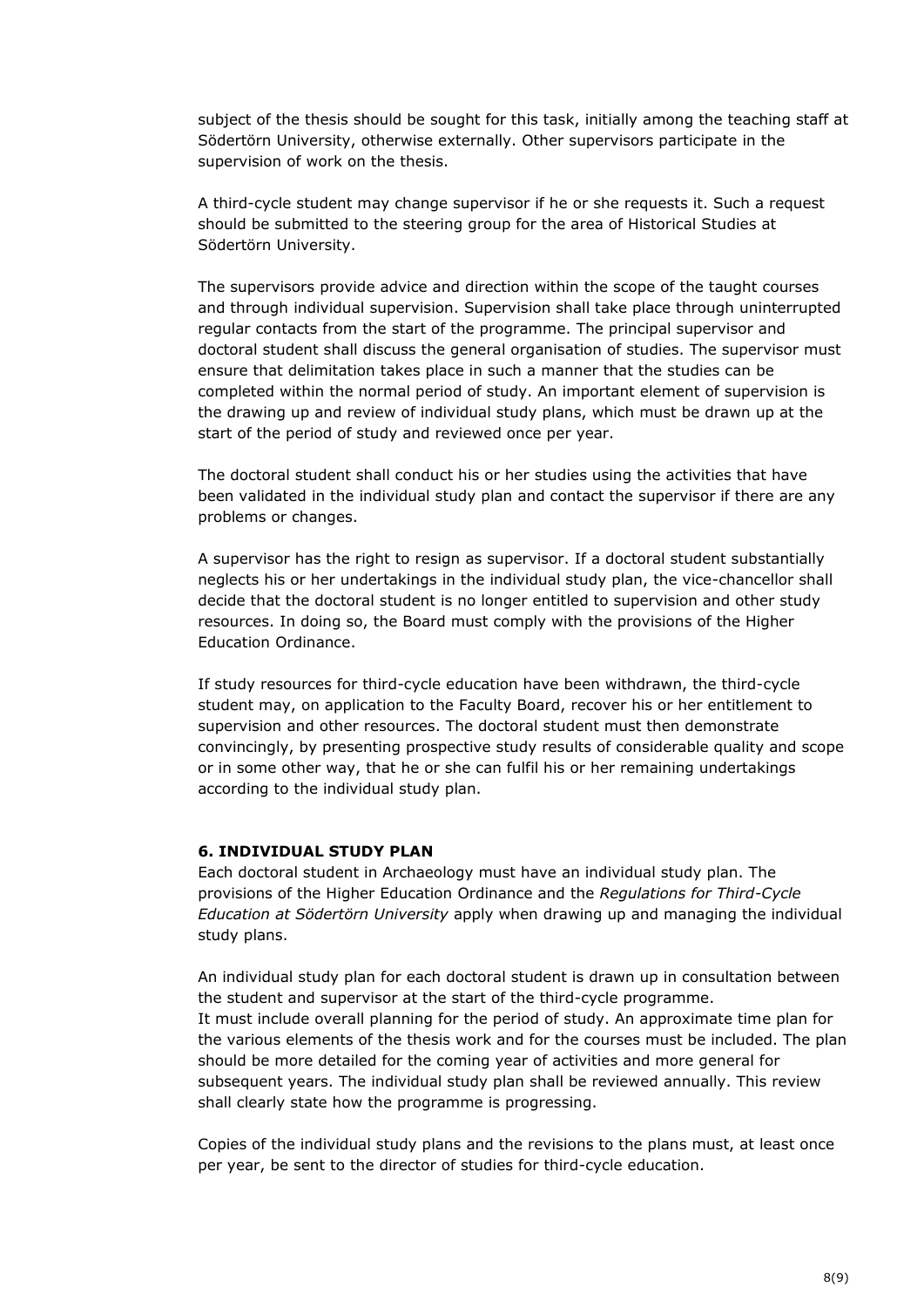subject of the thesis should be sought for this task, initially among the teaching staff at Södertörn University, otherwise externally. Other supervisors participate in the supervision of work on the thesis.

A third-cycle student may change supervisor if he or she requests it. Such a request should be submitted to the steering group for the area of Historical Studies at Södertörn University.

The supervisors provide advice and direction within the scope of the taught courses and through individual supervision. Supervision shall take place through uninterrupted regular contacts from the start of the programme. The principal supervisor and doctoral student shall discuss the general organisation of studies. The supervisor must ensure that delimitation takes place in such a manner that the studies can be completed within the normal period of study. An important element of supervision is the drawing up and review of individual study plans, which must be drawn up at the start of the period of study and reviewed once per year.

The doctoral student shall conduct his or her studies using the activities that have been validated in the individual study plan and contact the supervisor if there are any problems or changes.

A supervisor has the right to resign as supervisor. If a doctoral student substantially neglects his or her undertakings in the individual study plan, the vice-chancellor shall decide that the doctoral student is no longer entitled to supervision and other study resources. In doing so, the Board must comply with the provisions of the Higher Education Ordinance.

If study resources for third-cycle education have been withdrawn, the third-cycle student may, on application to the Faculty Board, recover his or her entitlement to supervision and other resources. The doctoral student must then demonstrate convincingly, by presenting prospective study results of considerable quality and scope or in some other way, that he or she can fulfil his or her remaining undertakings according to the individual study plan.

## 6. INDIVIDUAL STUDY PLAN

Each doctoral student in Archaeology must have an individual study plan. The provisions of the Higher Education Ordinance and the *Regulations for Third-Cycle Education at Södertörn University* apply when drawing up and managing the individual study plans.

An individual study plan for each doctoral student is drawn up in consultation between the student and supervisor at the start of the third-cycle programme.
It must include overall planning for the period of study. An approximate time plan for the various elements of the thesis work and for the courses must be included. The plan should be more detailed for the coming year of activities and more general for subsequent years. The individual study plan shall be reviewed annually. This review shall clearly state how the programme is progressing.

Copies of the individual study plans and the revisions to the plans must, at least once per year, be sent to the director of studies for third-cycle education.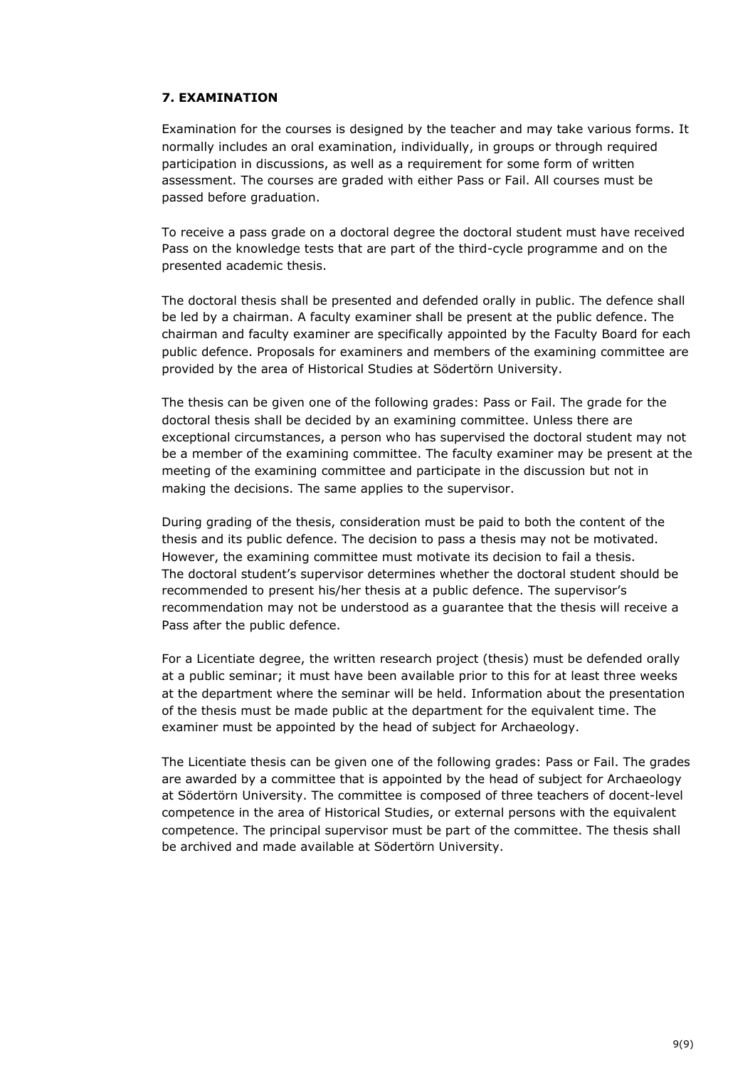## 7. EXAMINATION

Examination for the courses is designed by the teacher and may take various forms. It normally includes an oral examination, individually, in groups or through required participation in discussions, as well as a requirement for some form of written assessment. The courses are graded with either Pass or Fail. All courses must be passed before graduation.

To receive a pass grade on a doctoral degree the doctoral student must have received Pass on the knowledge tests that are part of the third-cycle programme and on the presented academic thesis.

The doctoral thesis shall be presented and defended orally in public. The defence shall be led by a chairman. A faculty examiner shall be present at the public defence. The chairman and faculty examiner are specifically appointed by the Faculty Board for each public defence. Proposals for examiners and members of the examining committee are provided by the area of Historical Studies at Södertörn University.

The thesis can be given one of the following grades: Pass or Fail. The grade for the doctoral thesis shall be decided by an examining committee. Unless there are exceptional circumstances, a person who has supervised the doctoral student may not be a member of the examining committee. The faculty examiner may be present at the meeting of the examining committee and participate in the discussion but not in making the decisions. The same applies to the supervisor.

During grading of the thesis, consideration must be paid to both the content of the thesis and its public defence. The decision to pass a thesis may not be motivated. However, the examining committee must motivate its decision to fail a thesis. The doctoral student's supervisor determines whether the doctoral student should be recommended to present his/her thesis at a public defence. The supervisor's recommendation may not be understood as a guarantee that the thesis will receive a Pass after the public defence.

For a Licentiate degree, the written research project (thesis) must be defended orally at a public seminar; it must have been available prior to this for at least three weeks at the department where the seminar will be held. Information about the presentation of the thesis must be made public at the department for the equivalent time. The examiner must be appointed by the head of subject for Archaeology.

The Licentiate thesis can be given one of the following grades: Pass or Fail. The grades are awarded by a committee that is appointed by the head of subject for Archaeology at Södertörn University. The committee is composed of three teachers of docent-level competence in the area of Historical Studies, or external persons with the equivalent competence. The principal supervisor must be part of the committee. The thesis shall be archived and made available at Södertörn University.